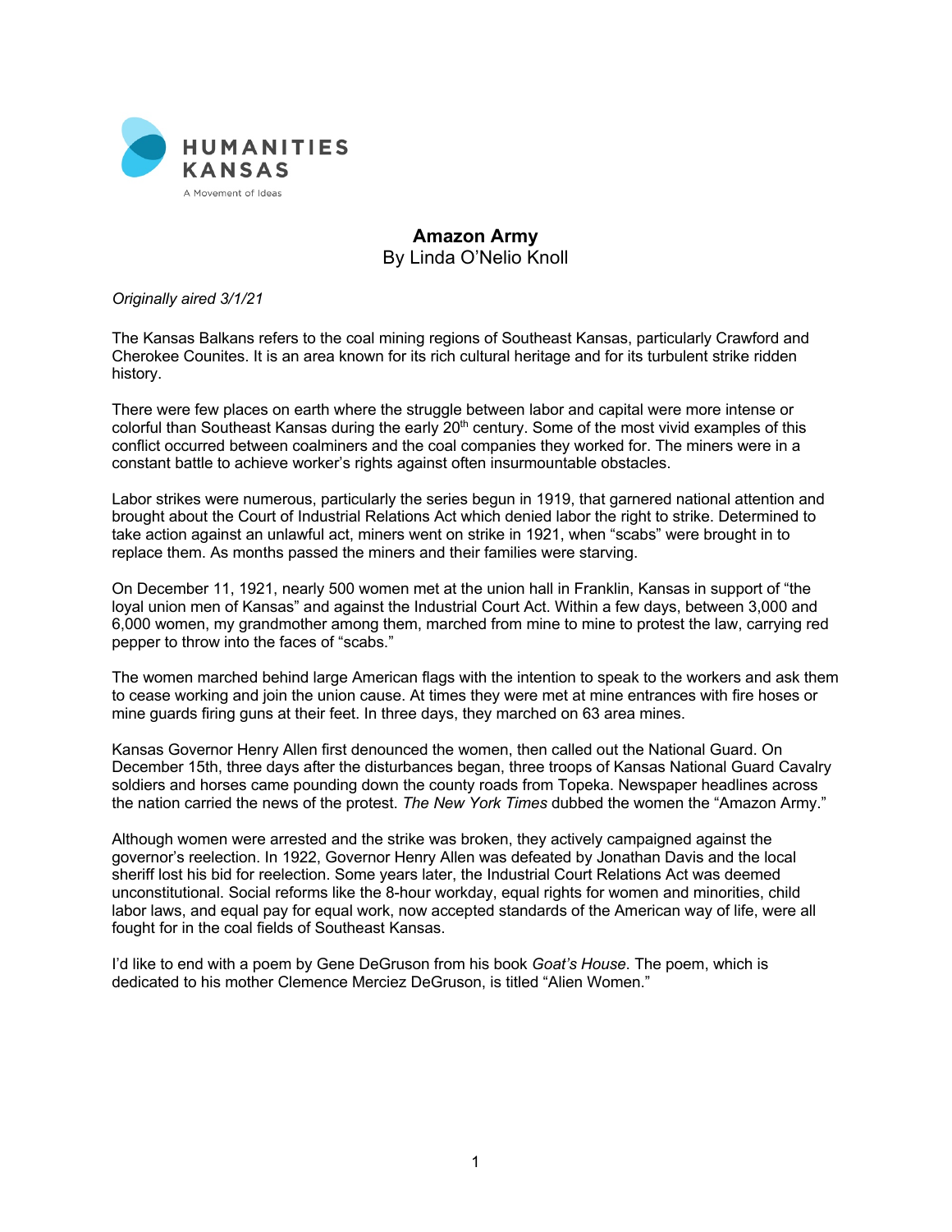HUMANITIES KANSAS

A Movement of Ideas

# Amazon Army

By Linda O'Nelio Knoll

*Originally aired 3/1/21*

The Kansas Balkans refers to the coal mining regions of Southeast Kansas, particularly Crawford and Cherokee Counites. It is an area known for its rich cultural heritage and for its turbulent strike ridden history.

There were few places on earth where the struggle between labor and capital were more intense or colorful than Southeast Kansas during the early 20th century. Some of the most vivid examples of this conflict occurred between coalminers and the coal companies they worked for. The miners were in a constant battle to achieve worker's rights against often insurmountable obstacles.

Labor strikes were numerous, particularly the series begun in 1919, that garnered national attention and brought about the Court of Industrial Relations Act which denied labor the right to strike. Determined to take action against an unlawful act, miners went on strike in 1921, when "scabs" were brought in to replace them. As months passed the miners and their families were starving.

On December 11, 1921, nearly 500 women met at the union hall in Franklin, Kansas in support of "the loyal union men of Kansas" and against the Industrial Court Act. Within a few days, between 3,000 and 6,000 women, my grandmother among them, marched from mine to mine to protest the law, carrying red pepper to throw into the faces of "scabs."

The women marched behind large American flags with the intention to speak to the workers and ask them to cease working and join the union cause. At times they were met at mine entrances with fire hoses or mine guards firing guns at their feet. In three days, they marched on 63 area mines.

Kansas Governor Henry Allen first denounced the women, then called out the National Guard. On December 15th, three days after the disturbances began, three troops of Kansas National Guard Cavalry soldiers and horses came pounding down the county roads from Topeka. Newspaper headlines across the nation carried the news of the protest. *The New York Times* dubbed the women the "Amazon Army."

Although women were arrested and the strike was broken, they actively campaigned against the governor's reelection. In 1922, Governor Henry Allen was defeated by Jonathan Davis and the local sheriff lost his bid for reelection. Some years later, the Industrial Court Relations Act was deemed unconstitutional. Social reforms like the 8-hour workday, equal rights for women and minorities, child labor laws, and equal pay for equal work, now accepted standards of the American way of life, were all fought for in the coal fields of Southeast Kansas.

I'd like to end with a poem by Gene DeGruson from his book *Goat's House*. The poem, which is dedicated to his mother Clemence Merciez DeGruson, is titled "Alien Women."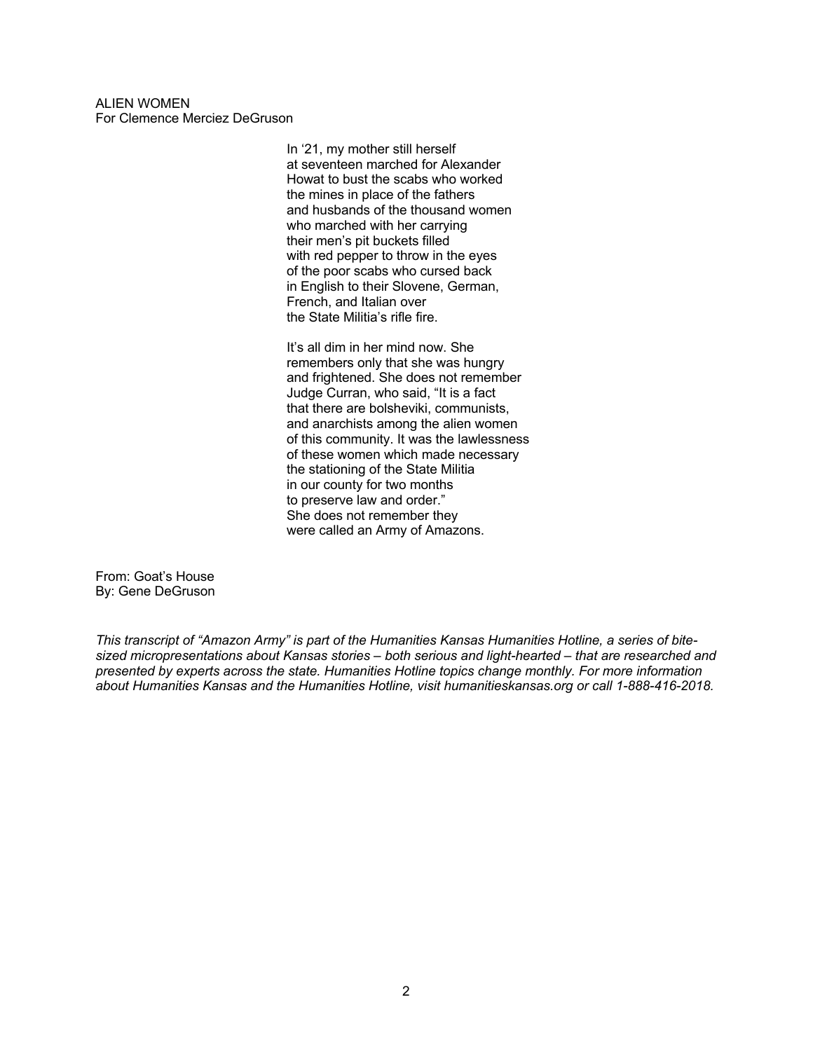ALIEN WOMEN
For Clemence Merciez DeGruson

In '21, my mother still herself
at seventeen marched for Alexander
Howat to bust the scabs who worked
the mines in place of the fathers
and husbands of the thousand women
who marched with her carrying
their men's pit buckets filled
with red pepper to throw in the eyes
of the poor scabs who cursed back
in English to their Slovene, German,
French, and Italian over
the State Militia's rifle fire.

It's all dim in her mind now. She
remembers only that she was hungry
and frightened. She does not remember
Judge Curran, who said, "It is a fact
that there are bolsheviki, communists,
and anarchists among the alien women
of this community. It was the lawlessness
of these women which made necessary
the stationing of the State Militia
in our county for two months
to preserve law and order."
She does not remember they
were called an Army of Amazons.

From: Goat's House
By: Gene DeGruson

*This transcript of "Amazon Army" is part of the Humanities Kansas Humanities Hotline, a series of bite-sized micropresentations about Kansas stories – both serious and light-hearted – that are researched and presented by experts across the state. Humanities Hotline topics change monthly. For more information about Humanities Kansas and the Humanities Hotline, visit humanitieskansas.org or call 1-888-416-2018.*